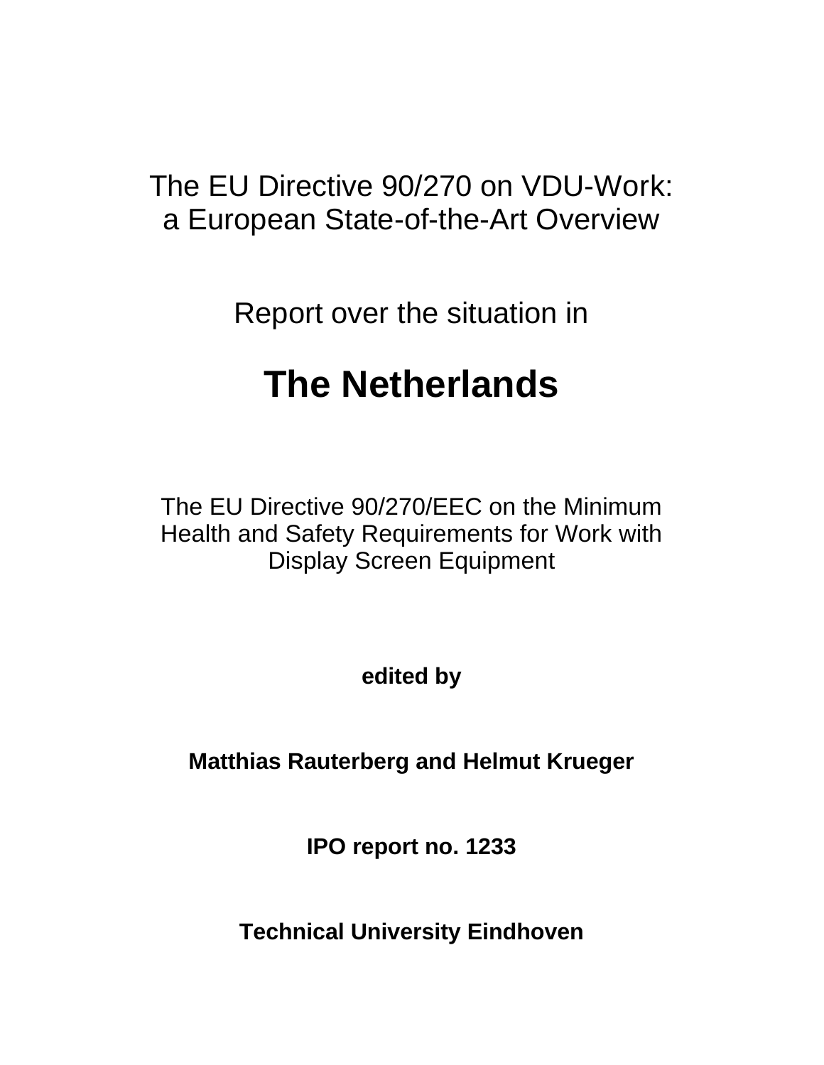# The EU Directive 90/270 on VDU-Work: a European State-of-the-Art Overview

Report over the situation in

# The Netherlands

The EU Directive 90/270/EEC on the Minimum Health and Safety Requirements for Work with Display Screen Equipment

**edited by**

**Matthias Rauterberg and Helmut Krueger**

**IPO report no. 1233**

**Technical University Eindhoven**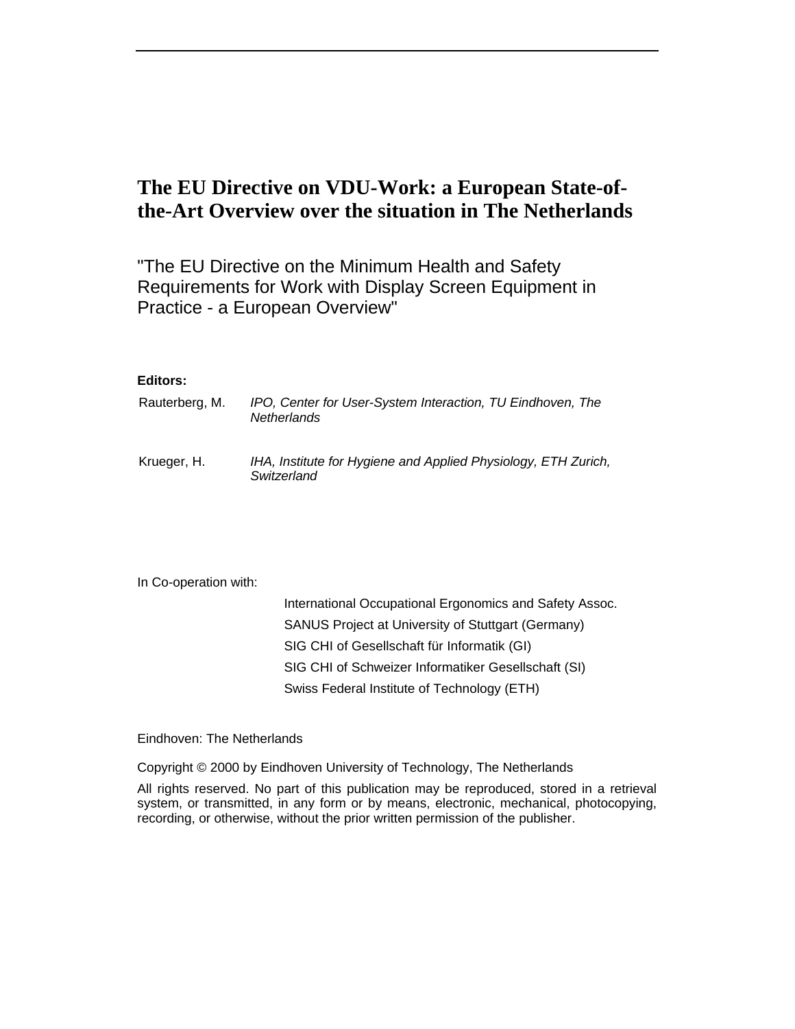# The EU Directive on VDU-Work: a European State-of-the-Art Overview over the situation in The Netherlands

"The EU Directive on the Minimum Health and Safety Requirements for Work with Display Screen Equipment in Practice - a European Overview"

**Editors:**

| | |
|---|---|
| Rauterberg, M. | *IPO, Center for User-System Interaction, TU Eindhoven, The Netherlands* |
| Krueger, H. | *IHA, Institute for Hygiene and Applied Physiology, ETH Zurich, Switzerland* |

In Co-operation with:

International Occupational Ergonomics and Safety Assoc.
SANUS Project at University of Stuttgart (Germany)
SIG CHI of Gesellschaft für Informatik (GI)
SIG CHI of Schweizer Informatiker Gesellschaft (SI)
Swiss Federal Institute of Technology (ETH)

Eindhoven: The Netherlands

Copyright © 2000 by Eindhoven University of Technology, The Netherlands

All rights reserved. No part of this publication may be reproduced, stored in a retrieval system, or transmitted, in any form or by means, electronic, mechanical, photocopying, recording, or otherwise, without the prior written permission of the publisher.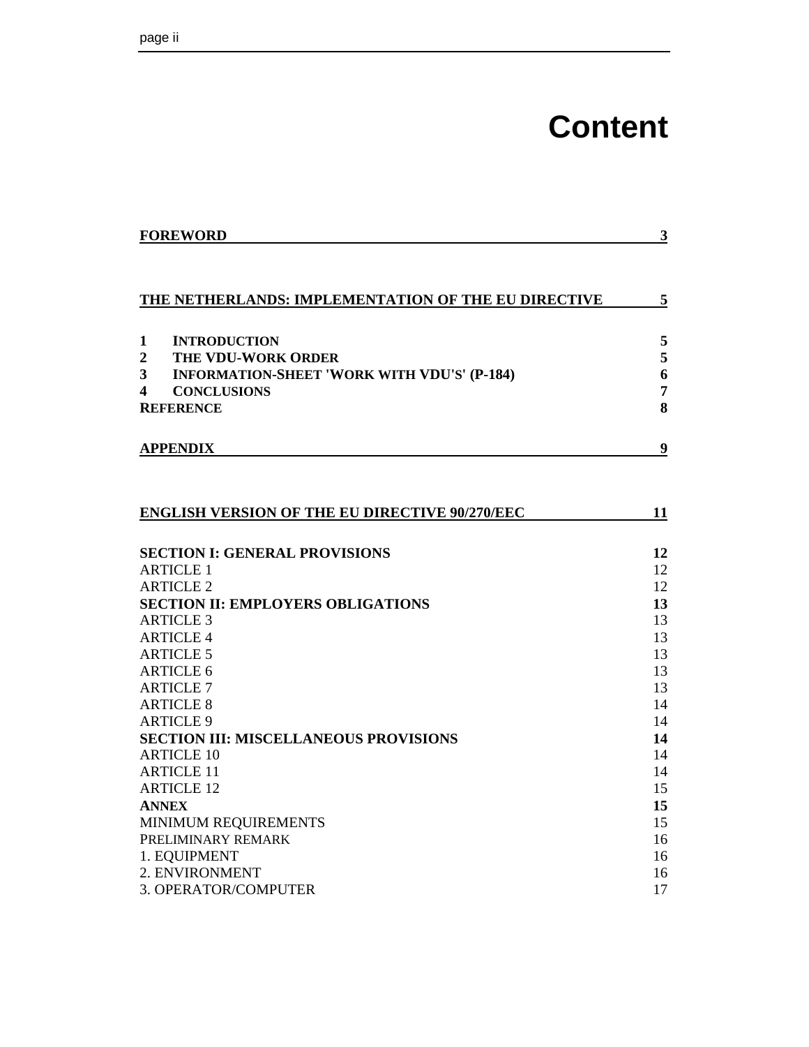# Content

| | |
|---|---|
| **FOREWORD** | **3** |
| | |
| **THE NETHERLANDS: IMPLEMENTATION OF THE EU DIRECTIVE** | **5** |
| | |
| **1 INTRODUCTION** | **5** |
| **2 THE VDU-WORK ORDER** | **5** |
| **3 INFORMATION-SHEET 'WORK WITH VDU'S' (P-184)** | **6** |
| **4 CONCLUSIONS** | **7** |
| **REFERENCE** | **8** |
| | |
| **APPENDIX** | **9** |
| | |
| **ENGLISH VERSION OF THE EU DIRECTIVE 90/270/EEC** | **11** |
| | |
| **SECTION I: GENERAL PROVISIONS** | **12** |
| ARTICLE 1 | 12 |
| ARTICLE 2 | 12 |
| **SECTION II: EMPLOYERS OBLIGATIONS** | **13** |
| ARTICLE 3 | 13 |
| ARTICLE 4 | 13 |
| ARTICLE 5 | 13 |
| ARTICLE 6 | 13 |
| ARTICLE 7 | 13 |
| ARTICLE 8 | 14 |
| ARTICLE 9 | 14 |
| **SECTION III: MISCELLANEOUS PROVISIONS** | **14** |
| ARTICLE 10 | 14 |
| ARTICLE 11 | 14 |
| ARTICLE 12 | 15 |
| **ANNEX** | **15** |
| MINIMUM REQUIREMENTS | 15 |
| PRELIMINARY REMARK | 16 |
| 1. EQUIPMENT | 16 |
| 2. ENVIRONMENT | 16 |
| 3. OPERATOR/COMPUTER | 17 |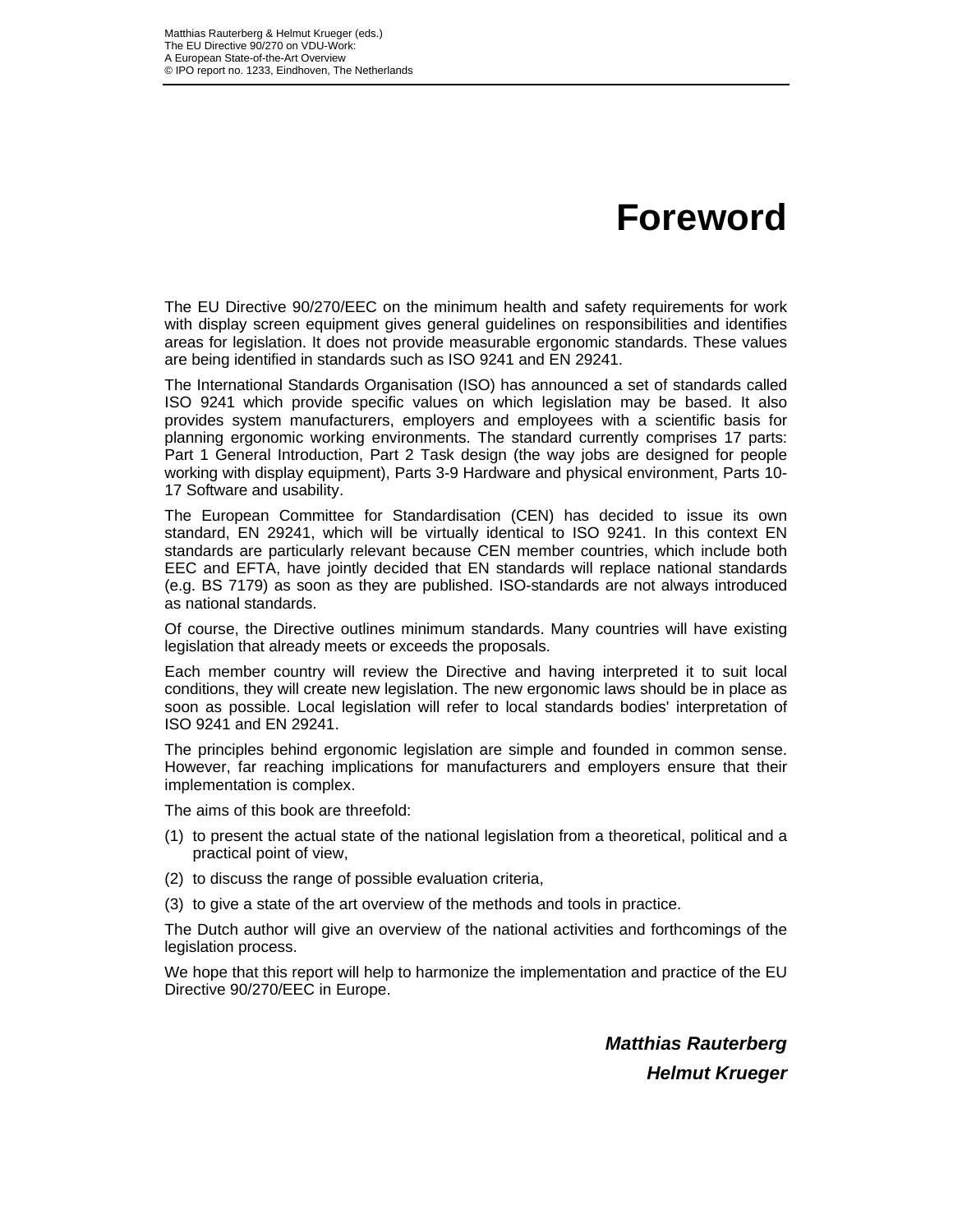# Foreword

The EU Directive 90/270/EEC on the minimum health and safety requirements for work with display screen equipment gives general guidelines on responsibilities and identifies areas for legislation. It does not provide measurable ergonomic standards. These values are being identified in standards such as ISO 9241 and EN 29241.

The International Standards Organisation (ISO) has announced a set of standards called ISO 9241 which provide specific values on which legislation may be based. It also provides system manufacturers, employers and employees with a scientific basis for planning ergonomic working environments. The standard currently comprises 17 parts: Part 1 General Introduction, Part 2 Task design (the way jobs are designed for people working with display equipment), Parts 3-9 Hardware and physical environment, Parts 10-17 Software and usability.

The European Committee for Standardisation (CEN) has decided to issue its own standard, EN 29241, which will be virtually identical to ISO 9241. In this context EN standards are particularly relevant because CEN member countries, which include both EEC and EFTA, have jointly decided that EN standards will replace national standards (e.g. BS 7179) as soon as they are published. ISO-standards are not always introduced as national standards.

Of course, the Directive outlines minimum standards. Many countries will have existing legislation that already meets or exceeds the proposals.

Each member country will review the Directive and having interpreted it to suit local conditions, they will create new legislation. The new ergonomic laws should be in place as soon as possible. Local legislation will refer to local standards bodies' interpretation of ISO 9241 and EN 29241.

The principles behind ergonomic legislation are simple and founded in common sense. However, far reaching implications for manufacturers and employers ensure that their implementation is complex.

The aims of this book are threefold:

(1) to present the actual state of the national legislation from a theoretical, political and a practical point of view,

(2) to discuss the range of possible evaluation criteria,

(3) to give a state of the art overview of the methods and tools in practice.

The Dutch author will give an overview of the national activities and forthcomings of the legislation process.

We hope that this report will help to harmonize the implementation and practice of the EU Directive 90/270/EEC in Europe.

***Matthias Rauterberg***

***Helmut Krueger***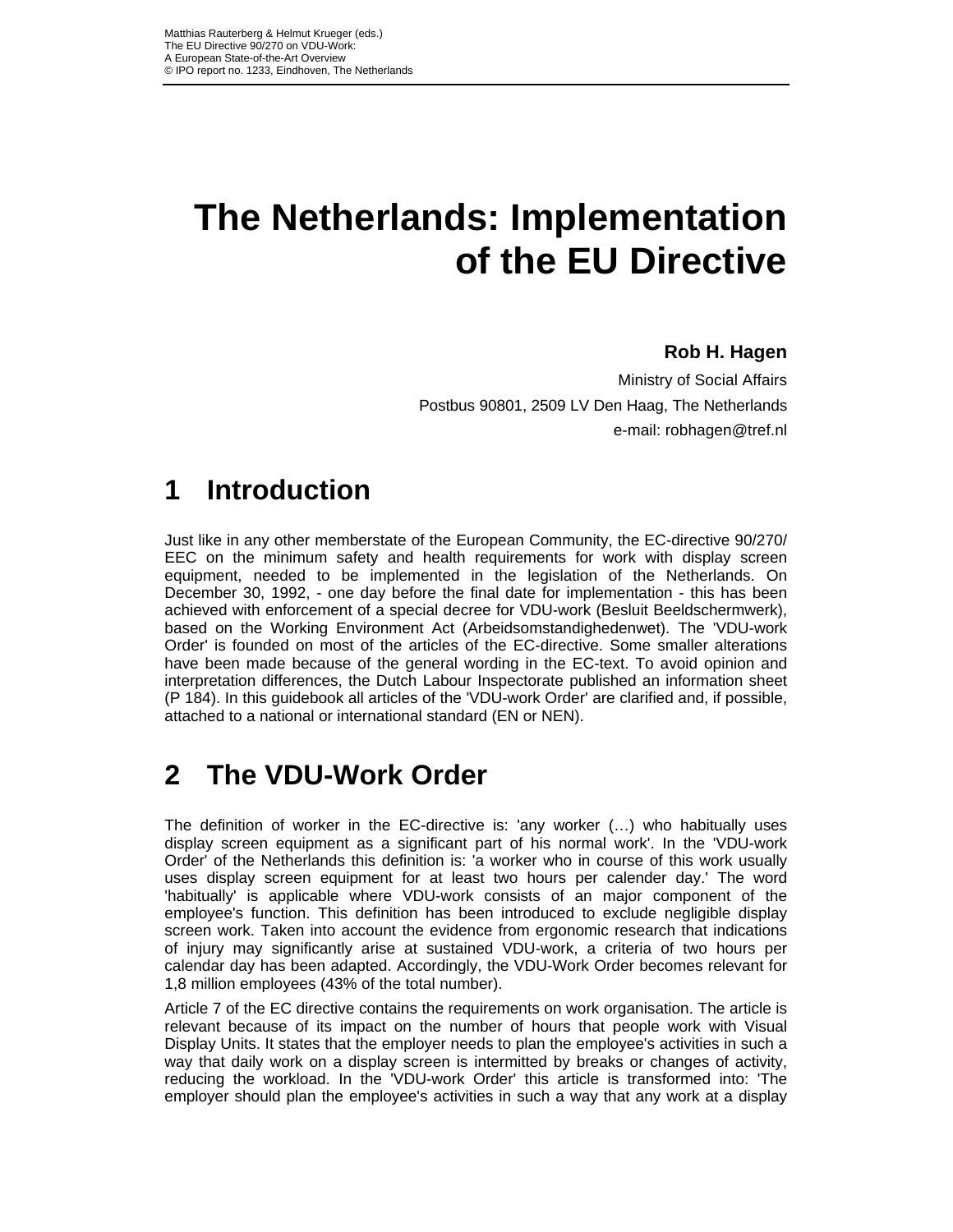# The Netherlands: Implementation of the EU Directive

**Rob H. Hagen**

Ministry of Social Affairs

Postbus 90801, 2509 LV Den Haag, The Netherlands

e-mail: robhagen@tref.nl

## 1 Introduction

Just like in any other memberstate of the European Community, the EC-directive 90/270/EEC on the minimum safety and health requirements for work with display screen equipment, needed to be implemented in the legislation of the Netherlands. On December 30, 1992, - one day before the final date for implementation - this has been achieved with enforcement of a special decree for VDU-work (Besluit Beeldschermwerk), based on the Working Environment Act (Arbeidsomstandighedenwet). The 'VDU-work Order' is founded on most of the articles of the EC-directive. Some smaller alterations have been made because of the general wording in the EC-text. To avoid opinion and interpretation differences, the Dutch Labour Inspectorate published an information sheet (P 184). In this guidebook all articles of the 'VDU-work Order' are clarified and, if possible, attached to a national or international standard (EN or NEN).

## 2 The VDU-Work Order

The definition of worker in the EC-directive is: 'any worker (…) who habitually uses display screen equipment as a significant part of his normal work'. In the 'VDU-work Order' of the Netherlands this definition is: 'a worker who in course of this work usually uses display screen equipment for at least two hours per calender day.' The word 'habitually' is applicable where VDU-work consists of an major component of the employee's function. This definition has been introduced to exclude negligible display screen work. Taken into account the evidence from ergonomic research that indications of injury may significantly arise at sustained VDU-work, a criteria of two hours per calendar day has been adapted. Accordingly, the VDU-Work Order becomes relevant for 1,8 million employees (43% of the total number).

Article 7 of the EC directive contains the requirements on work organisation. The article is relevant because of its impact on the number of hours that people work with Visual Display Units. It states that the employer needs to plan the employee's activities in such a way that daily work on a display screen is intermitted by breaks or changes of activity, reducing the workload. In the 'VDU-work Order' this article is transformed into: 'The employer should plan the employee's activities in such a way that any work at a display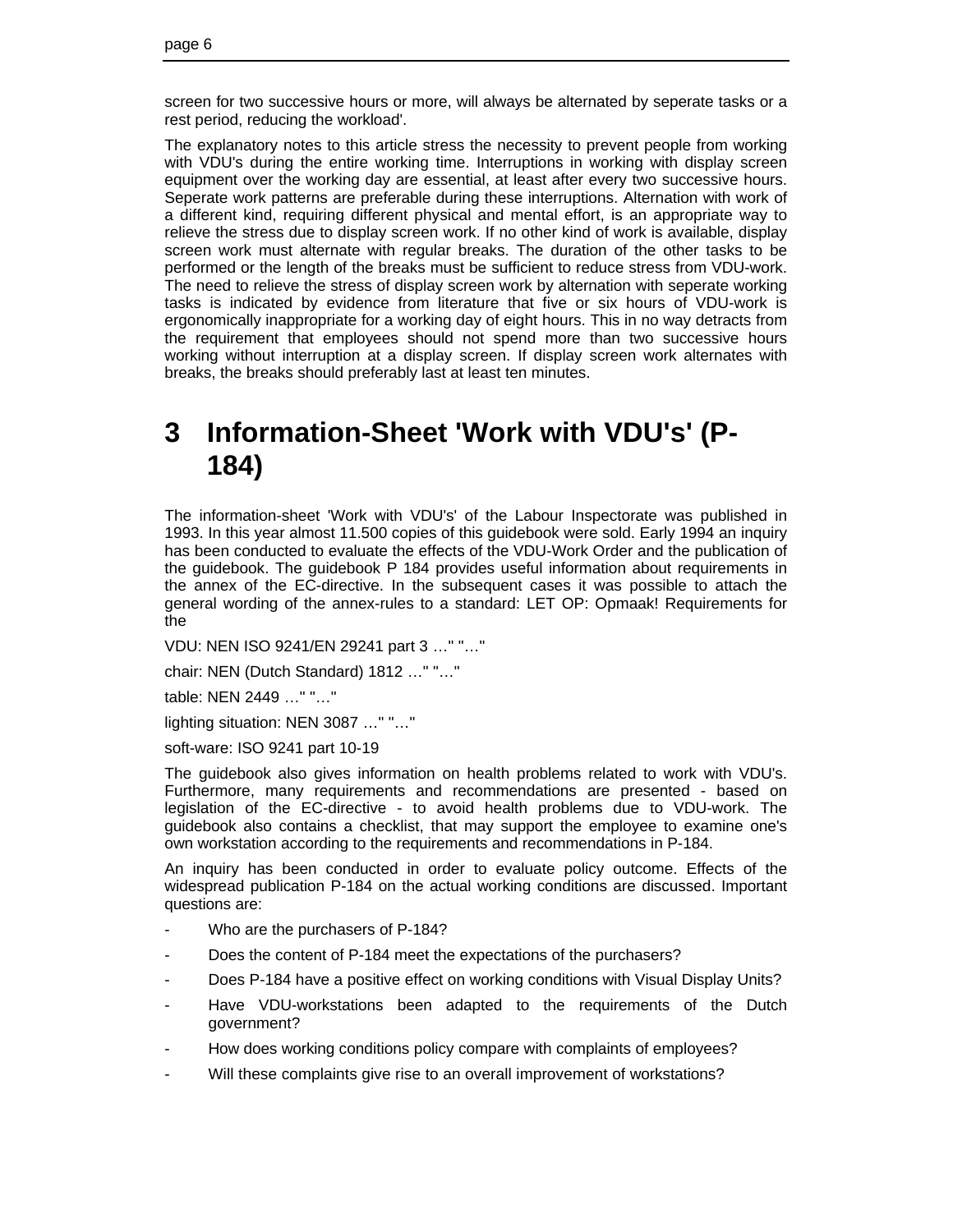screen for two successive hours or more, will always be alternated by seperate tasks or a rest period, reducing the workload'.

The explanatory notes to this article stress the necessity to prevent people from working with VDU's during the entire working time. Interruptions in working with display screen equipment over the working day are essential, at least after every two successive hours. Seperate work patterns are preferable during these interruptions. Alternation with work of a different kind, requiring different physical and mental effort, is an appropriate way to relieve the stress due to display screen work. If no other kind of work is available, display screen work must alternate with regular breaks. The duration of the other tasks to be performed or the length of the breaks must be sufficient to reduce stress from VDU-work. The need to relieve the stress of display screen work by alternation with seperate working tasks is indicated by evidence from literature that five or six hours of VDU-work is ergonomically inappropriate for a working day of eight hours. This in no way detracts from the requirement that employees should not spend more than two successive hours working without interruption at a display screen. If display screen work alternates with breaks, the breaks should preferably last at least ten minutes.

# 3 Information-Sheet 'Work with VDU's' (P-184)

The information-sheet 'Work with VDU's' of the Labour Inspectorate was published in 1993. In this year almost 11.500 copies of this guidebook were sold. Early 1994 an inquiry has been conducted to evaluate the effects of the VDU-Work Order and the publication of the guidebook. The guidebook P 184 provides useful information about requirements in the annex of the EC-directive. In the subsequent cases it was possible to attach the general wording of the annex-rules to a standard: LET OP: Opmaak! Requirements for the

VDU: NEN ISO 9241/EN 29241 part 3 …" "…"

chair: NEN (Dutch Standard) 1812 …" "…"

table: NEN 2449 …" "…"

lighting situation: NEN 3087 …" "…"

soft-ware: ISO 9241 part 10-19

The guidebook also gives information on health problems related to work with VDU's. Furthermore, many requirements and recommendations are presented - based on legislation of the EC-directive - to avoid health problems due to VDU-work. The guidebook also contains a checklist, that may support the employee to examine one's own workstation according to the requirements and recommendations in P-184.

An inquiry has been conducted in order to evaluate policy outcome. Effects of the widespread publication P-184 on the actual working conditions are discussed. Important questions are:

- Who are the purchasers of P-184?
- Does the content of P-184 meet the expectations of the purchasers?
- Does P-184 have a positive effect on working conditions with Visual Display Units?
- Have VDU-workstations been adapted to the requirements of the Dutch government?
- How does working conditions policy compare with complaints of employees?
- Will these complaints give rise to an overall improvement of workstations?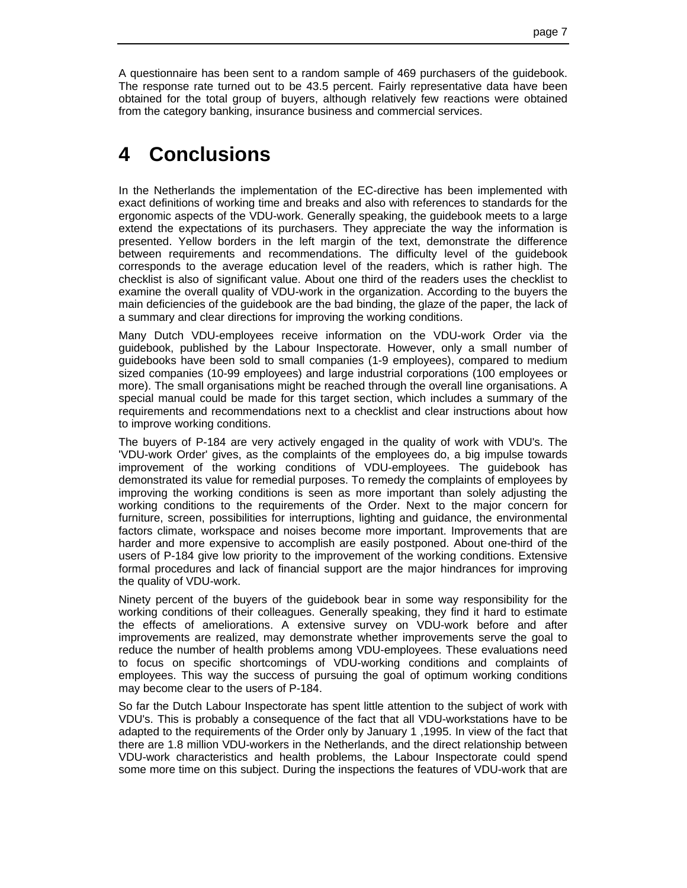A questionnaire has been sent to a random sample of 469 purchasers of the guidebook. The response rate turned out to be 43.5 percent. Fairly representative data have been obtained for the total group of buyers, although relatively few reactions were obtained from the category banking, insurance business and commercial services.

# 4 Conclusions

In the Netherlands the implementation of the EC-directive has been implemented with exact definitions of working time and breaks and also with references to standards for the ergonomic aspects of the VDU-work. Generally speaking, the guidebook meets to a large extend the expectations of its purchasers. They appreciate the way the information is presented. Yellow borders in the left margin of the text, demonstrate the difference between requirements and recommendations. The difficulty level of the guidebook corresponds to the average education level of the readers, which is rather high. The checklist is also of significant value. About one third of the readers uses the checklist to examine the overall quality of VDU-work in the organization. According to the buyers the main deficiencies of the guidebook are the bad binding, the glaze of the paper, the lack of a summary and clear directions for improving the working conditions.

Many Dutch VDU-employees receive information on the VDU-work Order via the guidebook, published by the Labour Inspectorate. However, only a small number of guidebooks have been sold to small companies (1-9 employees), compared to medium sized companies (10-99 employees) and large industrial corporations (100 employees or more). The small organisations might be reached through the overall line organisations. A special manual could be made for this target section, which includes a summary of the requirements and recommendations next to a checklist and clear instructions about how to improve working conditions.

The buyers of P-184 are very actively engaged in the quality of work with VDU's. The 'VDU-work Order' gives, as the complaints of the employees do, a big impulse towards improvement of the working conditions of VDU-employees. The guidebook has demonstrated its value for remedial purposes. To remedy the complaints of employees by improving the working conditions is seen as more important than solely adjusting the working conditions to the requirements of the Order. Next to the major concern for furniture, screen, possibilities for interruptions, lighting and guidance, the environmental factors climate, workspace and noises become more important. Improvements that are harder and more expensive to accomplish are easily postponed. About one-third of the users of P-184 give low priority to the improvement of the working conditions. Extensive formal procedures and lack of financial support are the major hindrances for improving the quality of VDU-work.

Ninety percent of the buyers of the guidebook bear in some way responsibility for the working conditions of their colleagues. Generally speaking, they find it hard to estimate the effects of ameliorations. A extensive survey on VDU-work before and after improvements are realized, may demonstrate whether improvements serve the goal to reduce the number of health problems among VDU-employees. These evaluations need to focus on specific shortcomings of VDU-working conditions and complaints of employees. This way the success of pursuing the goal of optimum working conditions may become clear to the users of P-184.

So far the Dutch Labour Inspectorate has spent little attention to the subject of work with VDU's. This is probably a consequence of the fact that all VDU-workstations have to be adapted to the requirements of the Order only by January 1 ,1995. In view of the fact that there are 1.8 million VDU-workers in the Netherlands, and the direct relationship between VDU-work characteristics and health problems, the Labour Inspectorate could spend some more time on this subject. During the inspections the features of VDU-work that are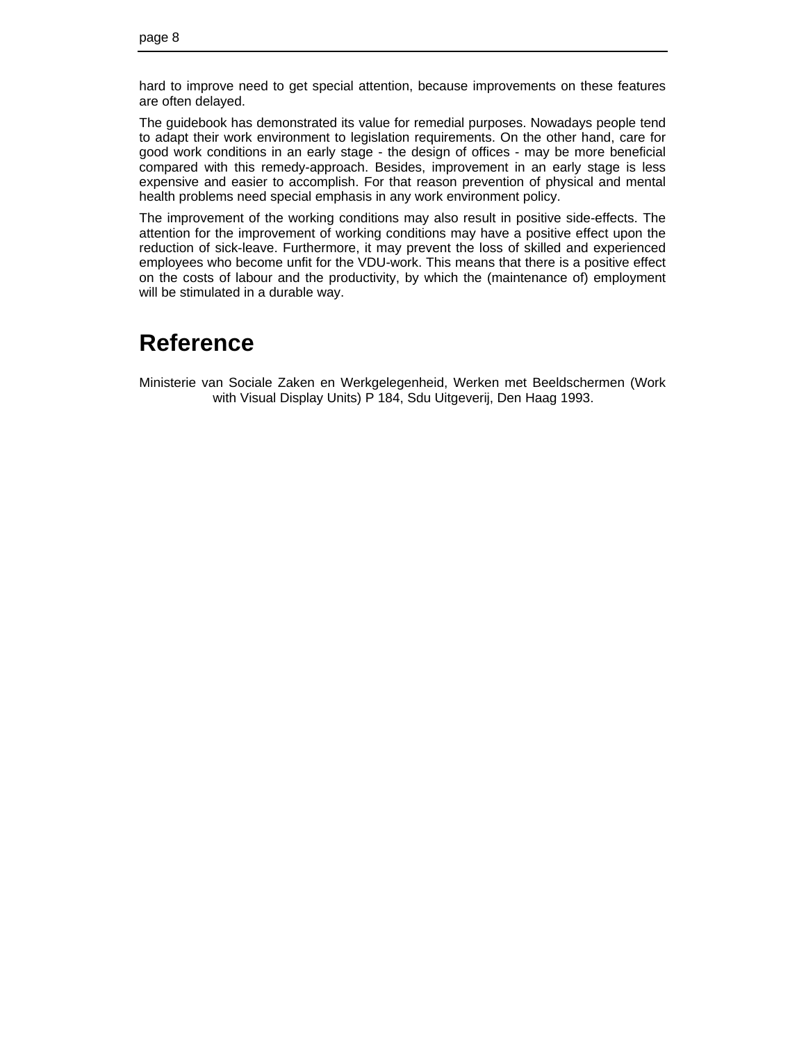hard to improve need to get special attention, because improvements on these features are often delayed.

The guidebook has demonstrated its value for remedial purposes. Nowadays people tend to adapt their work environment to legislation requirements. On the other hand, care for good work conditions in an early stage - the design of offices - may be more beneficial compared with this remedy-approach. Besides, improvement in an early stage is less expensive and easier to accomplish. For that reason prevention of physical and mental health problems need special emphasis in any work environment policy.

The improvement of the working conditions may also result in positive side-effects. The attention for the improvement of working conditions may have a positive effect upon the reduction of sick-leave. Furthermore, it may prevent the loss of skilled and experienced employees who become unfit for the VDU-work. This means that there is a positive effect on the costs of labour and the productivity, by which the (maintenance of) employment will be stimulated in a durable way.

# Reference

Ministerie van Sociale Zaken en Werkgelegenheid, Werken met Beeldschermen (Work with Visual Display Units) P 184, Sdu Uitgeverij, Den Haag 1993.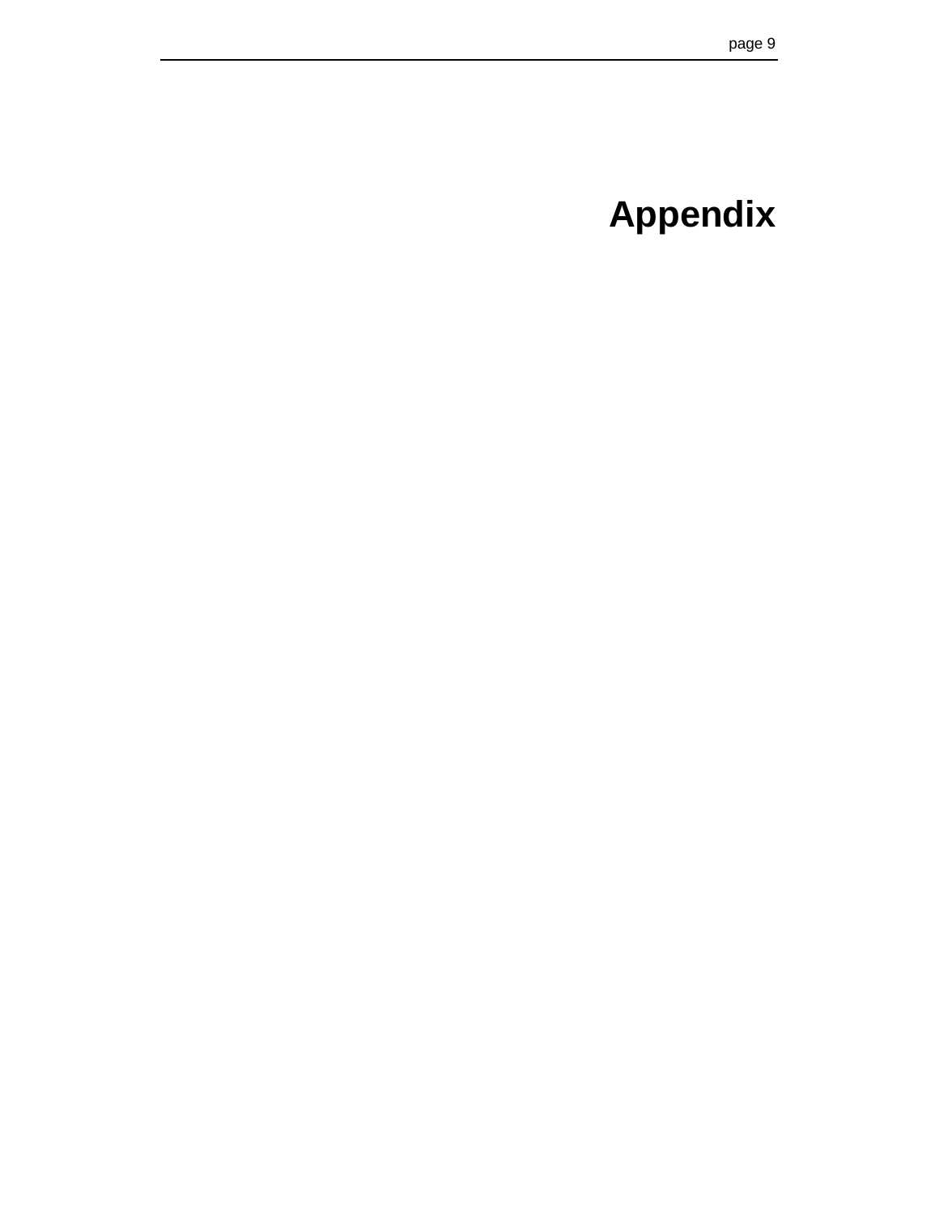# Appendix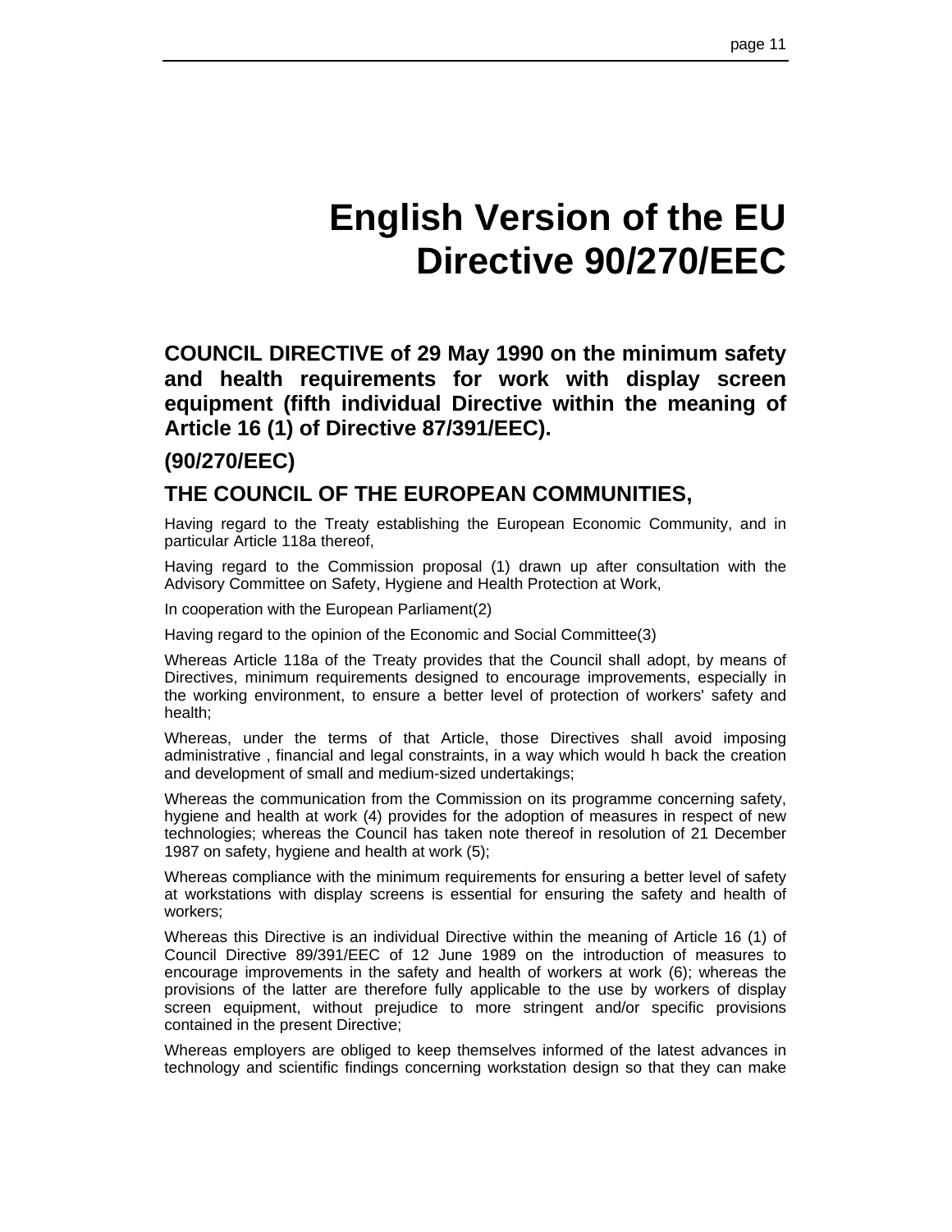# English Version of the EU Directive 90/270/EEC

**COUNCIL DIRECTIVE of 29 May 1990 on the minimum safety and health requirements for work with display screen equipment (fifth individual Directive within the meaning of Article 16 (1) of Directive 87/391/EEC).**

## (90/270/EEC)

## THE COUNCIL OF THE EUROPEAN COMMUNITIES,

Having regard to the Treaty establishing the European Economic Community, and in particular Article 118a thereof,

Having regard to the Commission proposal (1) drawn up after consultation with the Advisory Committee on Safety, Hygiene and Health Protection at Work,

In cooperation with the European Parliament(2)

Having regard to the opinion of the Economic and Social Committee(3)

Whereas Article 118a of the Treaty provides that the Council shall adopt, by means of Directives, minimum requirements designed to encourage improvements, especially in the working environment, to ensure a better level of protection of workers' safety and health;

Whereas, under the terms of that Article, those Directives shall avoid imposing administrative , financial and legal constraints, in a way which would h back the creation and development of small and medium-sized undertakings;

Whereas the communication from the Commission on its programme concerning safety, hygiene and health at work (4) provides for the adoption of measures in respect of new technologies; whereas the Council has taken note thereof in resolution of 21 December 1987 on safety, hygiene and health at work (5);

Whereas compliance with the minimum requirements for ensuring a better level of safety at workstations with display screens is essential for ensuring the safety and health of workers;

Whereas this Directive is an individual Directive within the meaning of Article 16 (1) of Council Directive 89/391/EEC of 12 June 1989 on the introduction of measures to encourage improvements in the safety and health of workers at work (6); whereas the provisions of the latter are therefore fully applicable to the use by workers of display screen equipment, without prejudice to more stringent and/or specific provisions contained in the present Directive;

Whereas employers are obliged to keep themselves informed of the latest advances in technology and scientific findings concerning workstation design so that they can make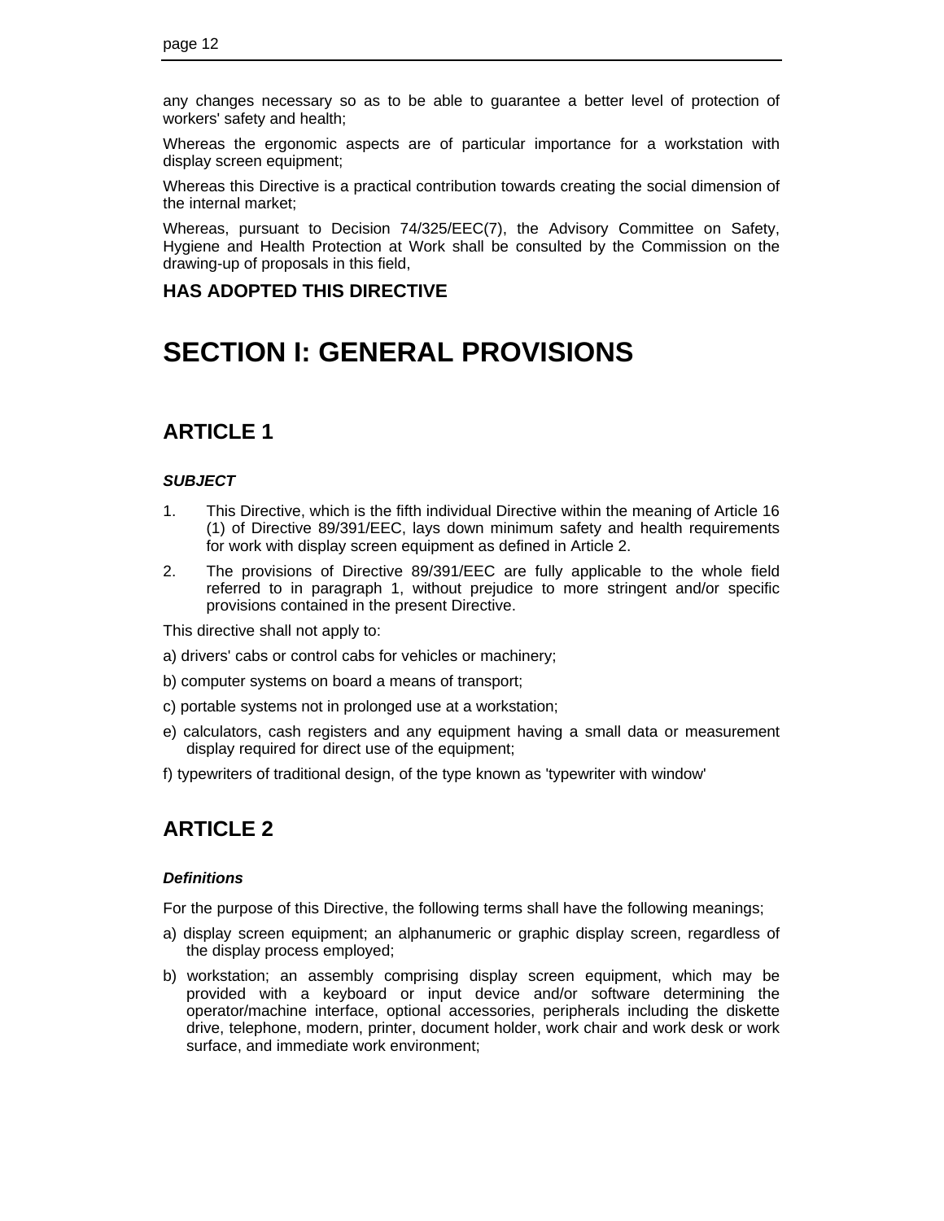any changes necessary so as to be able to guarantee a better level of protection of workers' safety and health;

Whereas the ergonomic aspects are of particular importance for a workstation with display screen equipment;

Whereas this Directive is a practical contribution towards creating the social dimension of the internal market;

Whereas, pursuant to Decision 74/325/EEC(7), the Advisory Committee on Safety, Hygiene and Health Protection at Work shall be consulted by the Commission on the drawing-up of proposals in this field,

**HAS ADOPTED THIS DIRECTIVE**

# SECTION I: GENERAL PROVISIONS

## ARTICLE 1

***SUBJECT***

1. This Directive, which is the fifth individual Directive within the meaning of Article 16 (1) of Directive 89/391/EEC, lays down minimum safety and health requirements for work with display screen equipment as defined in Article 2.
2. The provisions of Directive 89/391/EEC are fully applicable to the whole field referred to in paragraph 1, without prejudice to more stringent and/or specific provisions contained in the present Directive.

This directive shall not apply to:

a) drivers' cabs or control cabs for vehicles or machinery;

b) computer systems on board a means of transport;

c) portable systems not in prolonged use at a workstation;

e) calculators, cash registers and any equipment having a small data or measurement display required for direct use of the equipment;

f) typewriters of traditional design, of the type known as 'typewriter with window'

## ARTICLE 2

***Definitions***

For the purpose of this Directive, the following terms shall have the following meanings;

a) display screen equipment; an alphanumeric or graphic display screen, regardless of the display process employed;

b) workstation; an assembly comprising display screen equipment, which may be provided with a keyboard or input device and/or software determining the operator/machine interface, optional accessories, peripherals including the diskette drive, telephone, modern, printer, document holder, work chair and work desk or work surface, and immediate work environment;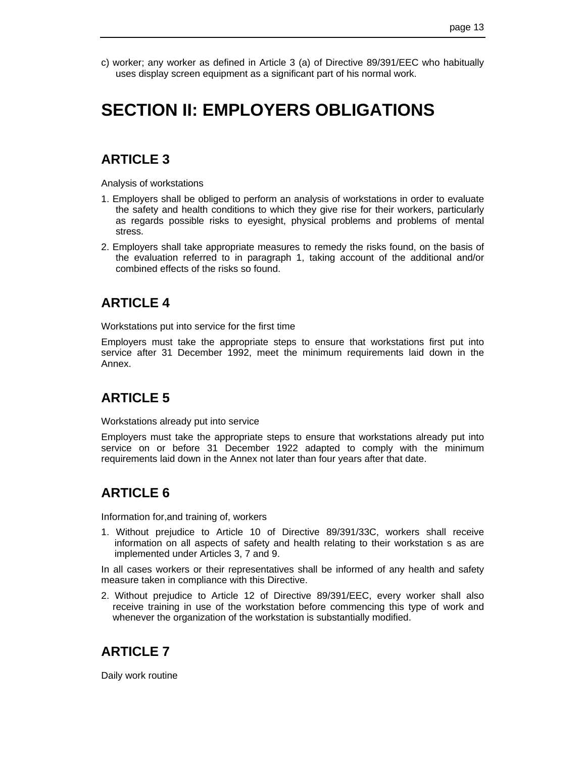c) worker; any worker as defined in Article 3 (a) of Directive 89/391/EEC who habitually uses display screen equipment as a significant part of his normal work.

# SECTION II: EMPLOYERS OBLIGATIONS

## ARTICLE 3

Analysis of workstations

1. Employers shall be obliged to perform an analysis of workstations in order to evaluate the safety and health conditions to which they give rise for their workers, particularly as regards possible risks to eyesight, physical problems and problems of mental stress.
2. Employers shall take appropriate measures to remedy the risks found, on the basis of the evaluation referred to in paragraph 1, taking account of the additional and/or combined effects of the risks so found.

## ARTICLE 4

Workstations put into service for the first time

Employers must take the appropriate steps to ensure that workstations first put into service after 31 December 1992, meet the minimum requirements laid down in the Annex.

## ARTICLE 5

Workstations already put into service

Employers must take the appropriate steps to ensure that workstations already put into service on or before 31 December 1922 adapted to comply with the minimum requirements laid down in the Annex not later than four years after that date.

## ARTICLE 6

Information for,and training of, workers

1. Without prejudice to Article 10 of Directive 89/391/33C, workers shall receive information on all aspects of safety and health relating to their workstation s as are implemented under Articles 3, 7 and 9.

In all cases workers or their representatives shall be informed of any health and safety measure taken in compliance with this Directive.

2. Without prejudice to Article 12 of Directive 89/391/EEC, every worker shall also receive training in use of the workstation before commencing this type of work and whenever the organization of the workstation is substantially modified.

## ARTICLE 7

Daily work routine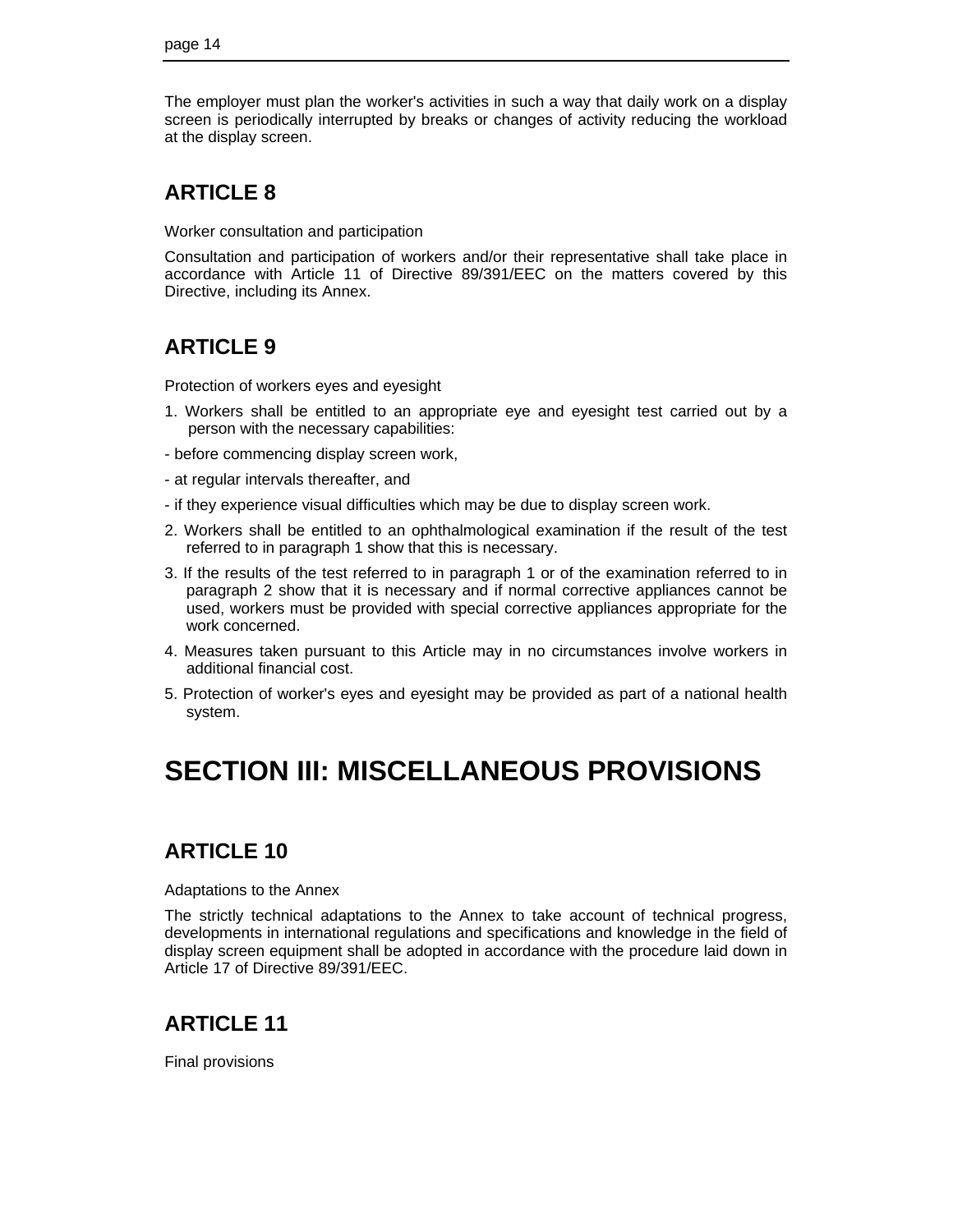The employer must plan the worker's activities in such a way that daily work on a display screen is periodically interrupted by breaks or changes of activity reducing the workload at the display screen.

## ARTICLE 8

Worker consultation and participation

Consultation and participation of workers and/or their representative shall take place in accordance with Article 11 of Directive 89/391/EEC on the matters covered by this Directive, including its Annex.

## ARTICLE 9

Protection of workers eyes and eyesight

1. Workers shall be entitled to an appropriate eye and eyesight test carried out by a person with the necessary capabilities:

- before commencing display screen work,
- at regular intervals thereafter, and
- if they experience visual difficulties which may be due to display screen work.

2. Workers shall be entitled to an ophthalmological examination if the result of the test referred to in paragraph 1 show that this is necessary.
3. If the results of the test referred to in paragraph 1 or of the examination referred to in paragraph 2 show that it is necessary and if normal corrective appliances cannot be used, workers must be provided with special corrective appliances appropriate for the work concerned.
4. Measures taken pursuant to this Article may in no circumstances involve workers in additional financial cost.
5. Protection of worker's eyes and eyesight may be provided as part of a national health system.

# SECTION III: MISCELLANEOUS PROVISIONS

## ARTICLE 10

Adaptations to the Annex

The strictly technical adaptations to the Annex to take account of technical progress, developments in international regulations and specifications and knowledge in the field of display screen equipment shall be adopted in accordance with the procedure laid down in Article 17 of Directive 89/391/EEC.

## ARTICLE 11

Final provisions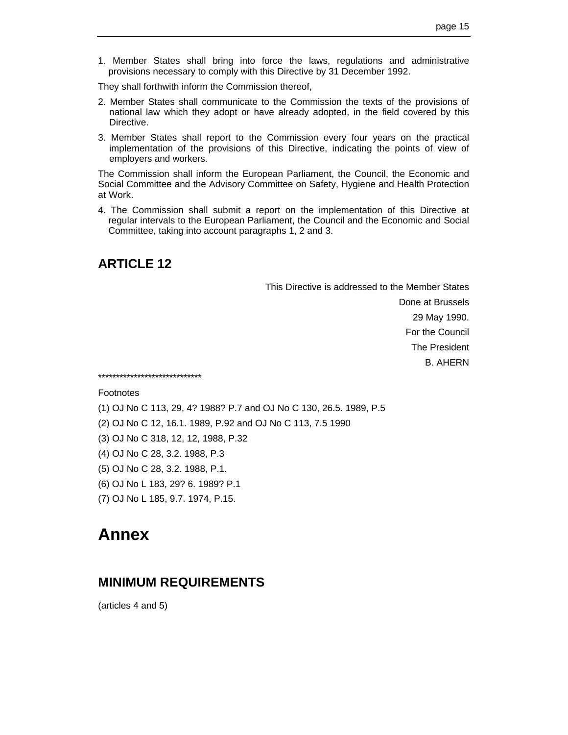1. Member States shall bring into force the laws, regulations and administrative provisions necessary to comply with this Directive by 31 December 1992.

They shall forthwith inform the Commission thereof,

2. Member States shall communicate to the Commission the texts of the provisions of national law which they adopt or have already adopted, in the field covered by this Directive.
3. Member States shall report to the Commission every four years on the practical implementation of the provisions of this Directive, indicating the points of view of employers and workers.

The Commission shall inform the European Parliament, the Council, the Economic and Social Committee and the Advisory Committee on Safety, Hygiene and Health Protection at Work.

4. The Commission shall submit a report on the implementation of this Directive at regular intervals to the European Parliament, the Council and the Economic and Social Committee, taking into account paragraphs 1, 2 and 3.

## ARTICLE 12

This Directive is addressed to the Member States

Done at Brussels

29 May 1990.

For the Council

The President

B. AHERN

*****************************

Footnotes

(1) OJ No C 113, 29, 4? 1988? P.7 and OJ No C 130, 26.5. 1989, P.5

(2) OJ No C 12, 16.1. 1989, P.92 and OJ No C 113, 7.5 1990

(3) OJ No C 318, 12, 12, 1988, P.32

(4) OJ No C 28, 3.2. 1988, P.3

(5) OJ No C 28, 3.2. 1988, P.1.

(6) OJ No L 183, 29? 6. 1989? P.1

(7) OJ No L 185, 9.7. 1974, P.15.

# Annex

## MINIMUM REQUIREMENTS

(articles 4 and 5)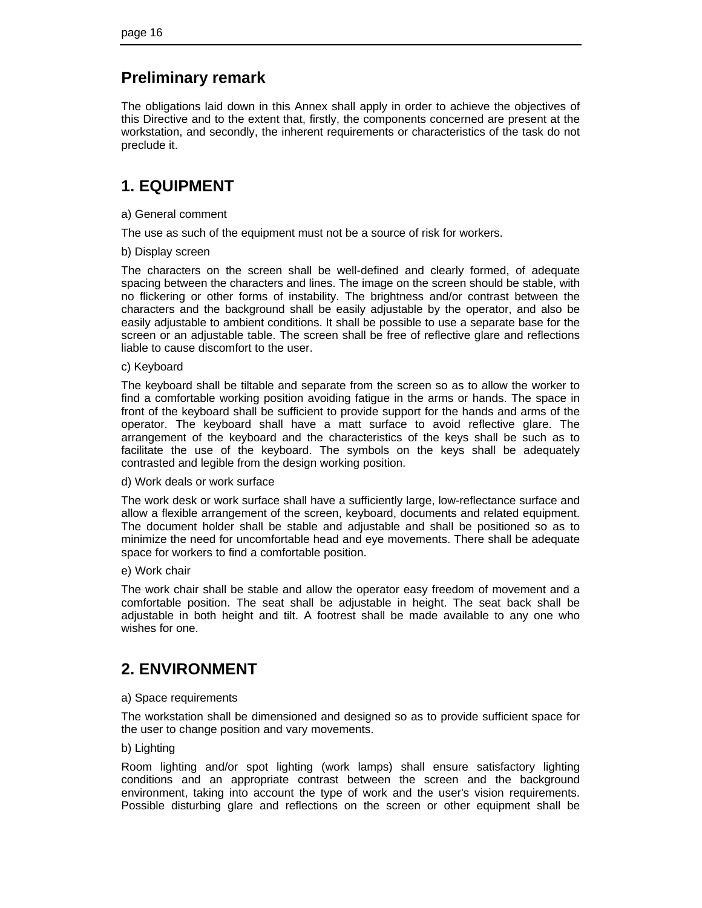## Preliminary remark

The obligations laid down in this Annex shall apply in order to achieve the objectives of this Directive and to the extent that, firstly, the components concerned are present at the workstation, and secondly, the inherent requirements or characteristics of the task do not preclude it.

## 1. EQUIPMENT

a) General comment

The use as such of the equipment must not be a source of risk for workers.

b) Display screen

The characters on the screen shall be well-defined and clearly formed, of adequate spacing between the characters and lines. The image on the screen should be stable, with no flickering or other forms of instability. The brightness and/or contrast between the characters and the background shall be easily adjustable by the operator, and also be easily adjustable to ambient conditions. It shall be possible to use a separate base for the screen or an adjustable table. The screen shall be free of reflective glare and reflections liable to cause discomfort to the user.

c) Keyboard

The keyboard shall be tiltable and separate from the screen so as to allow the worker to find a comfortable working position avoiding fatigue in the arms or hands. The space in front of the keyboard shall be sufficient to provide support for the hands and arms of the operator. The keyboard shall have a matt surface to avoid reflective glare. The arrangement of the keyboard and the characteristics of the keys shall be such as to facilitate the use of the keyboard. The symbols on the keys shall be adequately contrasted and legible from the design working position.

d) Work deals or work surface

The work desk or work surface shall have a sufficiently large, low-reflectance surface and allow a flexible arrangement of the screen, keyboard, documents and related equipment. The document holder shall be stable and adjustable and shall be positioned so as to minimize the need for uncomfortable head and eye movements. There shall be adequate space for workers to find a comfortable position.

e) Work chair

The work chair shall be stable and allow the operator easy freedom of movement and a comfortable position. The seat shall be adjustable in height. The seat back shall be adjustable in both height and tilt. A footrest shall be made available to any one who wishes for one.

## 2. ENVIRONMENT

a) Space requirements

The workstation shall be dimensioned and designed so as to provide sufficient space for the user to change position and vary movements.

b) Lighting

Room lighting and/or spot lighting (work lamps) shall ensure satisfactory lighting conditions and an appropriate contrast between the screen and the background environment, taking into account the type of work and the user's vision requirements. Possible disturbing glare and reflections on the screen or other equipment shall be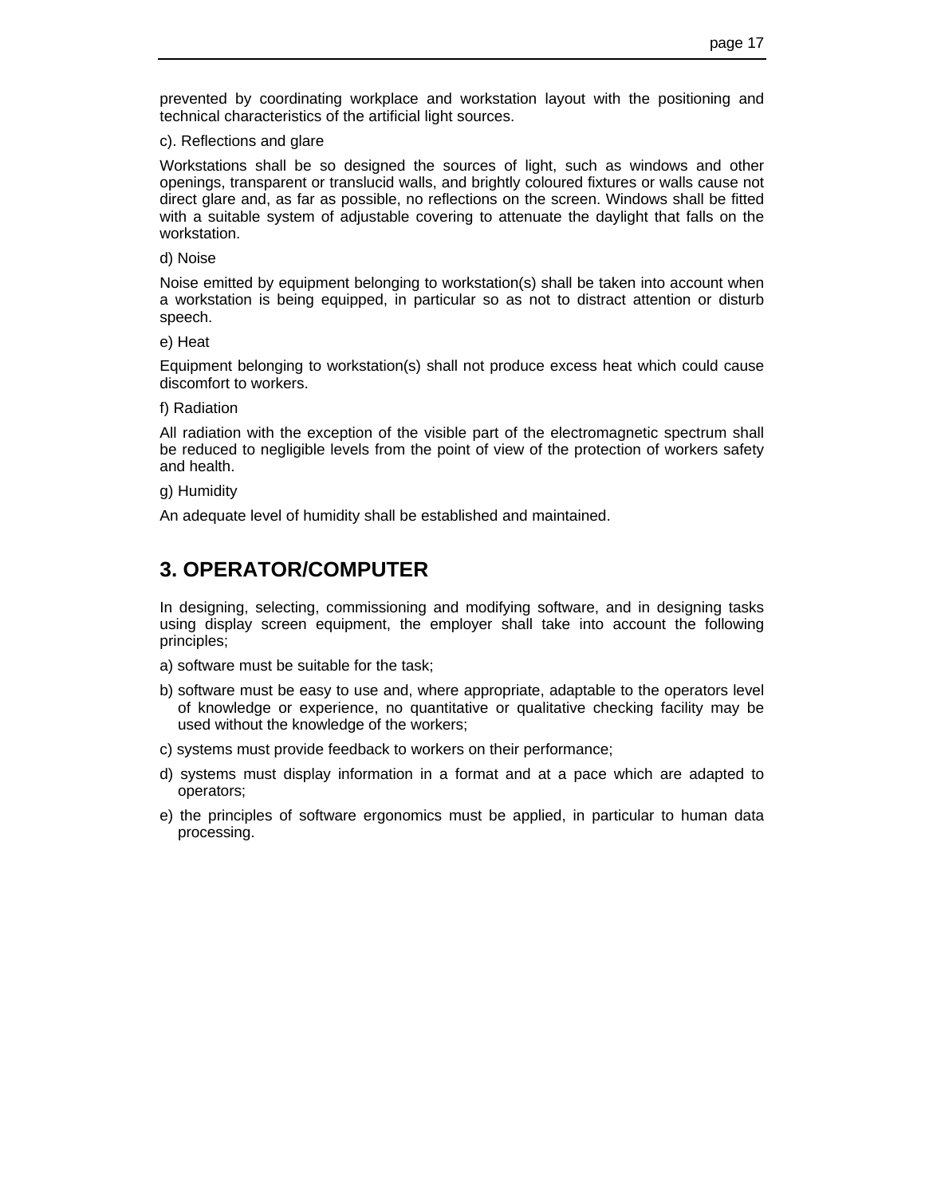prevented by coordinating workplace and workstation layout with the positioning and technical characteristics of the artificial light sources.

c). Reflections and glare

Workstations shall be so designed the sources of light, such as windows and other openings, transparent or translucid walls, and brightly coloured fixtures or walls cause not direct glare and, as far as possible, no reflections on the screen. Windows shall be fitted with a suitable system of adjustable covering to attenuate the daylight that falls on the workstation.

d) Noise

Noise emitted by equipment belonging to workstation(s) shall be taken into account when a workstation is being equipped, in particular so as not to distract attention or disturb speech.

e) Heat

Equipment belonging to workstation(s) shall not produce excess heat which could cause discomfort to workers.

f) Radiation

All radiation with the exception of the visible part of the electromagnetic spectrum shall be reduced to negligible levels from the point of view of the protection of workers safety and health.

g) Humidity

An adequate level of humidity shall be established and maintained.

## 3. OPERATOR/COMPUTER

In designing, selecting, commissioning and modifying software, and in designing tasks using display screen equipment, the employer shall take into account the following principles;

a) software must be suitable for the task;

b) software must be easy to use and, where appropriate, adaptable to the operators level of knowledge or experience, no quantitative or qualitative checking facility may be used without the knowledge of the workers;

c) systems must provide feedback to workers on their performance;

d) systems must display information in a format and at a pace which are adapted to operators;

e) the principles of software ergonomics must be applied, in particular to human data processing.